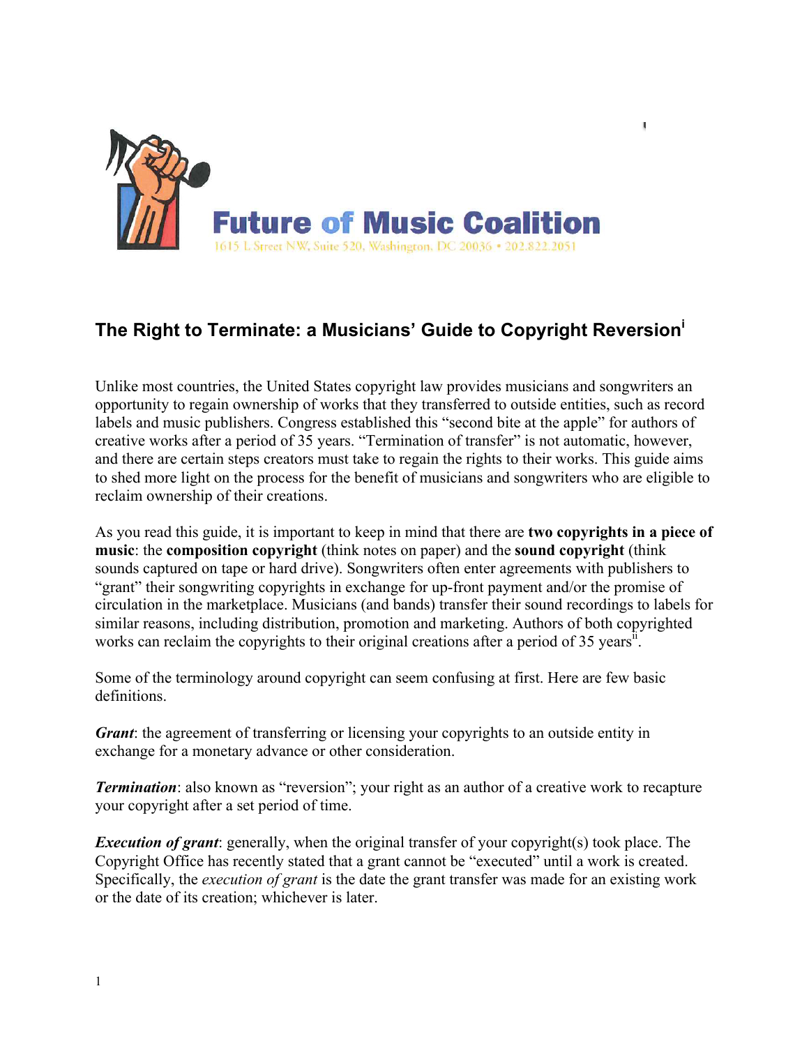Future of Music Coalition

1615 L Street NW, Suite 520, Washington, DC 20036 • 202.822.2051

## The Right to Terminate: a Musicians' Guide to Copyright Reversion[i]

Unlike most countries, the United States copyright law provides musicians and songwriters an opportunity to regain ownership of works that they transferred to outside entities, such as record labels and music publishers. Congress established this "second bite at the apple" for authors of creative works after a period of 35 years. "Termination of transfer" is not automatic, however, and there are certain steps creators must take to regain the rights to their works. This guide aims to shed more light on the process for the benefit of musicians and songwriters who are eligible to reclaim ownership of their creations.

As you read this guide, it is important to keep in mind that there are **two copyrights in a piece of music**: the **composition copyright** (think notes on paper) and the **sound copyright** (think sounds captured on tape or hard drive). Songwriters often enter agreements with publishers to "grant" their songwriting copyrights in exchange for up-front payment and/or the promise of circulation in the marketplace. Musicians (and bands) transfer their sound recordings to labels for similar reasons, including distribution, promotion and marketing. Authors of both copyrighted works can reclaim the copyrights to their original creations after a period of 35 years[ii].

Some of the terminology around copyright can seem confusing at first. Here are few basic definitions.

***Grant***: the agreement of transferring or licensing your copyrights to an outside entity in exchange for a monetary advance or other consideration.

***Termination***: also known as "reversion"; your right as an author of a creative work to recapture your copyright after a set period of time.

***Execution of grant***: generally, when the original transfer of your copyright(s) took place. The Copyright Office has recently stated that a grant cannot be "executed" until a work is created. Specifically, the *execution of grant* is the date the grant transfer was made for an existing work or the date of its creation; whichever is later.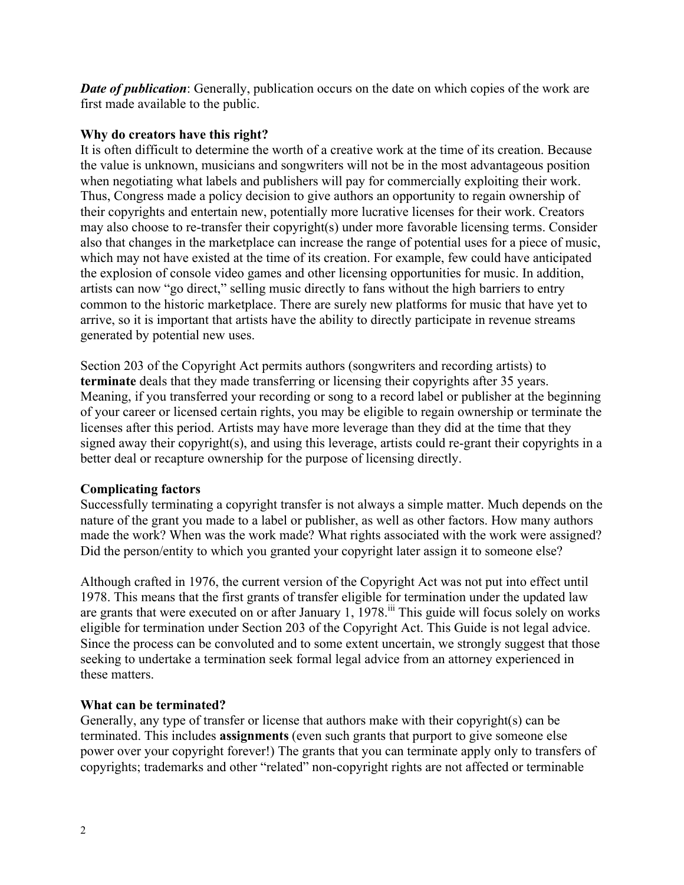***Date of publication***: Generally, publication occurs on the date on which copies of the work are first made available to the public.

**Why do creators have this right?**

It is often difficult to determine the worth of a creative work at the time of its creation. Because the value is unknown, musicians and songwriters will not be in the most advantageous position when negotiating what labels and publishers will pay for commercially exploiting their work. Thus, Congress made a policy decision to give authors an opportunity to regain ownership of their copyrights and entertain new, potentially more lucrative licenses for their work. Creators may also choose to re-transfer their copyright(s) under more favorable licensing terms. Consider also that changes in the marketplace can increase the range of potential uses for a piece of music, which may not have existed at the time of its creation. For example, few could have anticipated the explosion of console video games and other licensing opportunities for music. In addition, artists can now "go direct," selling music directly to fans without the high barriers to entry common to the historic marketplace. There are surely new platforms for music that have yet to arrive, so it is important that artists have the ability to directly participate in revenue streams generated by potential new uses.

Section 203 of the Copyright Act permits authors (songwriters and recording artists) to **terminate** deals that they made transferring or licensing their copyrights after 35 years. Meaning, if you transferred your recording or song to a record label or publisher at the beginning of your career or licensed certain rights, you may be eligible to regain ownership or terminate the licenses after this period. Artists may have more leverage than they did at the time that they signed away their copyright(s), and using this leverage, artists could re-grant their copyrights in a better deal or recapture ownership for the purpose of licensing directly.

**Complicating factors**

Successfully terminating a copyright transfer is not always a simple matter. Much depends on the nature of the grant you made to a label or publisher, as well as other factors. How many authors made the work? When was the work made? What rights associated with the work were assigned? Did the person/entity to which you granted your copyright later assign it to someone else?

Although crafted in 1976, the current version of the Copyright Act was not put into effect until 1978. This means that the first grants of transfer eligible for termination under the updated law are grants that were executed on or after January 1, 1978.[iii] This guide will focus solely on works eligible for termination under Section 203 of the Copyright Act. This Guide is not legal advice. Since the process can be convoluted and to some extent uncertain, we strongly suggest that those seeking to undertake a termination seek formal legal advice from an attorney experienced in these matters.

**What can be terminated?**

Generally, any type of transfer or license that authors make with their copyright(s) can be terminated. This includes **assignments** (even such grants that purport to give someone else power over your copyright forever!) The grants that you can terminate apply only to transfers of copyrights; trademarks and other "related" non-copyright rights are not affected or terminable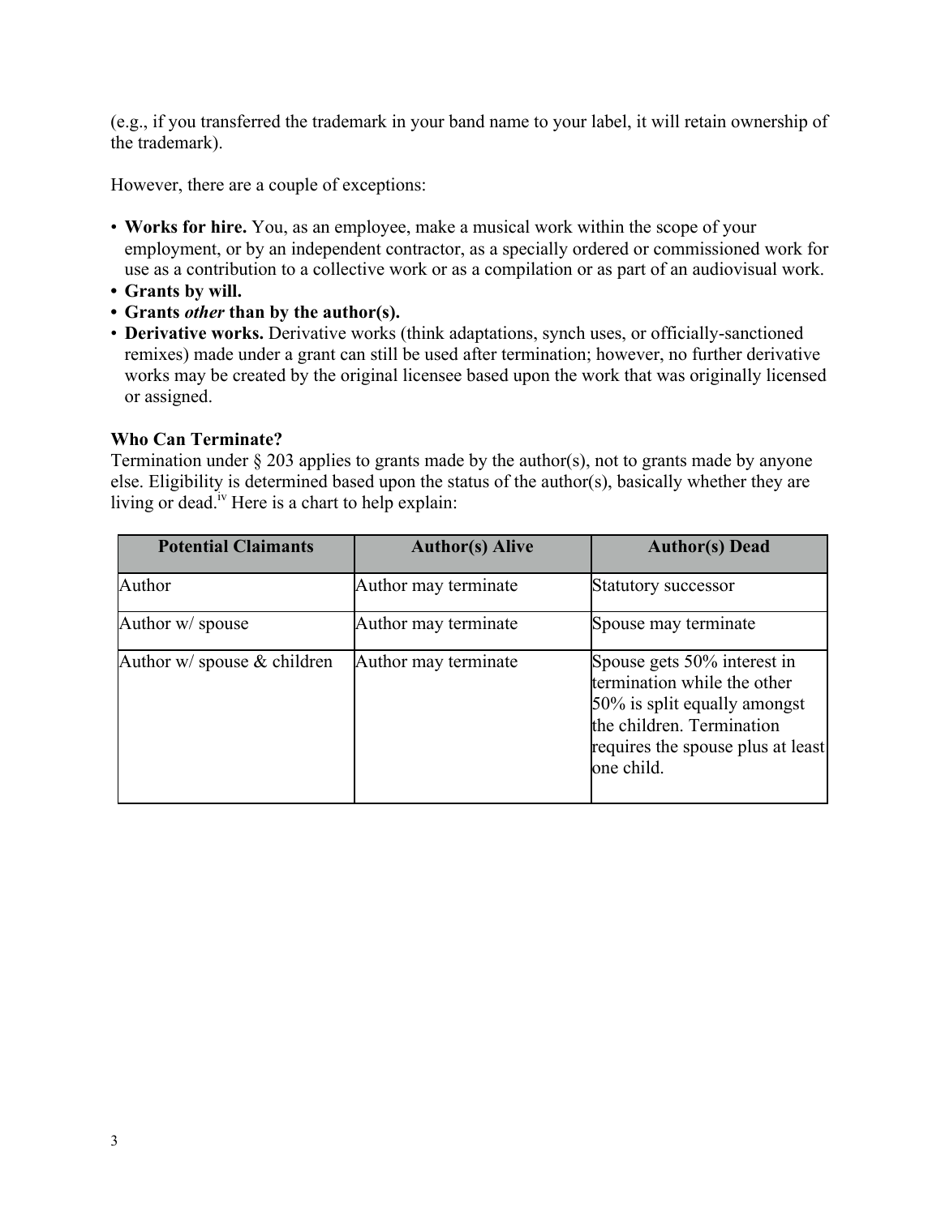(e.g., if you transferred the trademark in your band name to your label, it will retain ownership of the trademark).

However, there are a couple of exceptions:

- **Works for hire.** You, as an employee, make a musical work within the scope of your employment, or by an independent contractor, as a specially ordered or commissioned work for use as a contribution to a collective work or as a compilation or as part of an audiovisual work.
- **Grants by will.**
- **Grants *other* than by the author(s).**
- **Derivative works.** Derivative works (think adaptations, synch uses, or officially-sanctioned remixes) made under a grant can still be used after termination; however, no further derivative works may be created by the original licensee based upon the work that was originally licensed or assigned.

**Who Can Terminate?**

Termination under § 203 applies to grants made by the author(s), not to grants made by anyone else. Eligibility is determined based upon the status of the author(s), basically whether they are living or dead.[iv] Here is a chart to help explain:

| Potential Claimants | Author(s) Alive | Author(s) Dead |
|---|---|---|
| Author | Author may terminate | Statutory successor |
| Author w/ spouse | Author may terminate | Spouse may terminate |
| Author w/ spouse & children | Author may terminate | Spouse gets 50% interest in termination while the other 50% is split equally amongst the children. Termination requires the spouse plus at least one child. |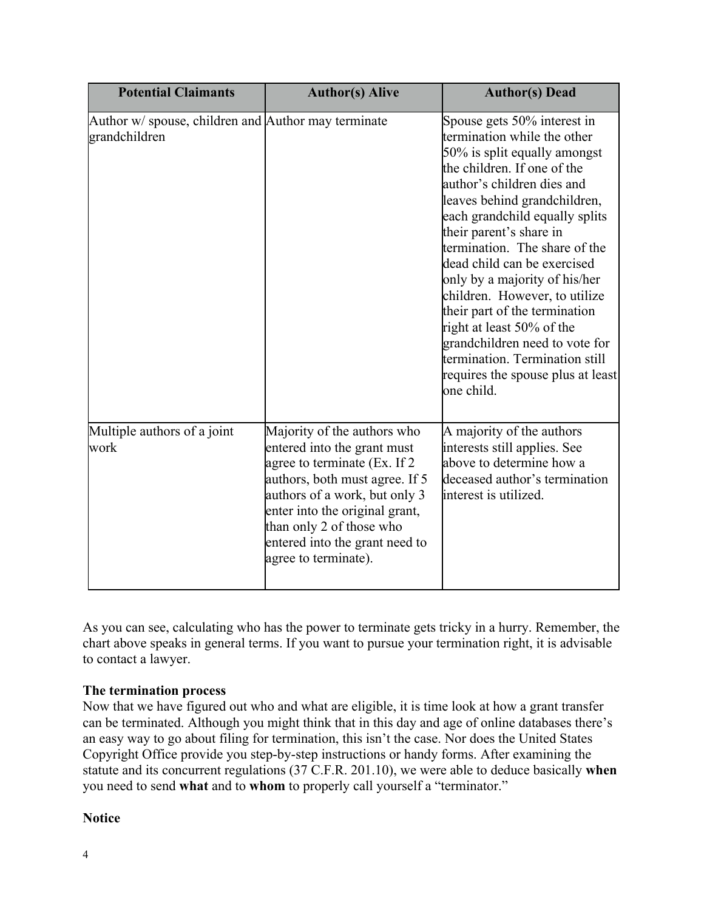| Potential Claimants | Author(s) Alive | Author(s) Dead |
| --- | --- | --- |
| Author w/ spouse, children and grandchildren | Author may terminate | Spouse gets 50% interest in termination while the other 50% is split equally amongst the children. If one of the author's children dies and leaves behind grandchildren, each grandchild equally splits their parent's share in termination. The share of the dead child can be exercised only by a majority of his/her children. However, to utilize their part of the termination right at least 50% of the grandchildren need to vote for termination. Termination still requires the spouse plus at least one child. |
| Multiple authors of a joint work | Majority of the authors who entered into the grant must agree to terminate (Ex. If 2 authors, both must agree. If 5 authors of a work, but only 3 enter into the original grant, than only 2 of those who entered into the grant need to agree to terminate). | A majority of the authors interests still applies. See above to determine how a deceased author's termination interest is utilized. |

As you can see, calculating who has the power to terminate gets tricky in a hurry. Remember, the chart above speaks in general terms. If you want to pursue your termination right, it is advisable to contact a lawyer.

**The termination process**

Now that we have figured out who and what are eligible, it is time look at how a grant transfer can be terminated. Although you might think that in this day and age of online databases there's an easy way to go about filing for termination, this isn't the case. Nor does the United States Copyright Office provide you step-by-step instructions or handy forms. After examining the statute and its concurrent regulations (37 C.F.R. 201.10), we were able to deduce basically **when** you need to send **what** and to **whom** to properly call yourself a "terminator."

**Notice**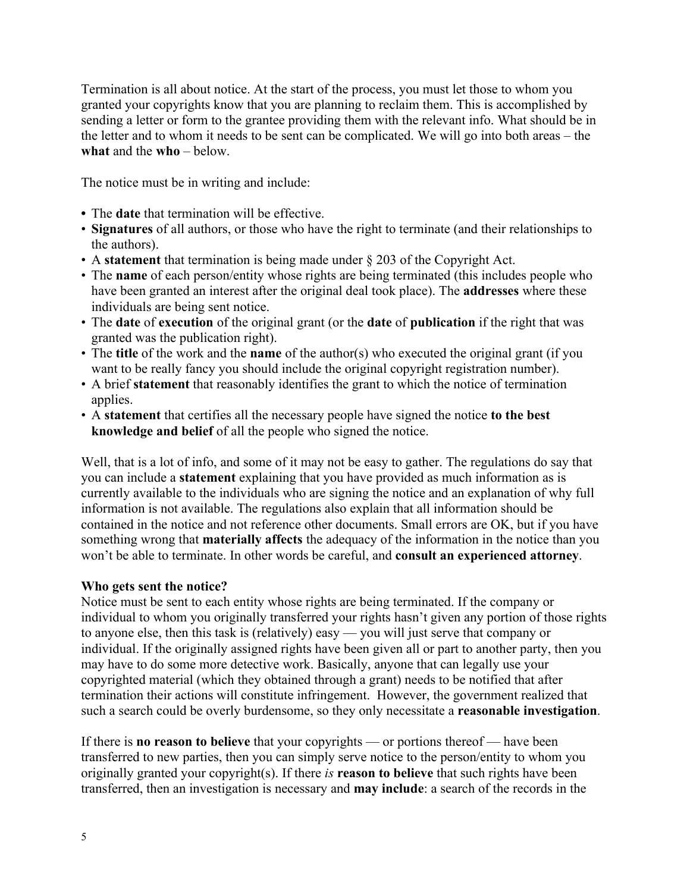Termination is all about notice. At the start of the process, you must let those to whom you granted your copyrights know that you are planning to reclaim them. This is accomplished by sending a letter or form to the grantee providing them with the relevant info. What should be in the letter and to whom it needs to be sent can be complicated. We will go into both areas – the **what** and the **who** – below.

The notice must be in writing and include:

- The **date** that termination will be effective.
- **Signatures** of all authors, or those who have the right to terminate (and their relationships to the authors).
- A **statement** that termination is being made under § 203 of the Copyright Act.
- The **name** of each person/entity whose rights are being terminated (this includes people who have been granted an interest after the original deal took place). The **addresses** where these individuals are being sent notice.
- The **date** of **execution** of the original grant (or the **date** of **publication** if the right that was granted was the publication right).
- The **title** of the work and the **name** of the author(s) who executed the original grant (if you want to be really fancy you should include the original copyright registration number).
- A brief **statement** that reasonably identifies the grant to which the notice of termination applies.
- A **statement** that certifies all the necessary people have signed the notice **to the best knowledge and belief** of all the people who signed the notice.

Well, that is a lot of info, and some of it may not be easy to gather. The regulations do say that you can include a **statement** explaining that you have provided as much information as is currently available to the individuals who are signing the notice and an explanation of why full information is not available. The regulations also explain that all information should be contained in the notice and not reference other documents. Small errors are OK, but if you have something wrong that **materially affects** the adequacy of the information in the notice than you won't be able to terminate. In other words be careful, and **consult an experienced attorney**.

**Who gets sent the notice?**
Notice must be sent to each entity whose rights are being terminated. If the company or individual to whom you originally transferred your rights hasn't given any portion of those rights to anyone else, then this task is (relatively) easy — you will just serve that company or individual. If the originally assigned rights have been given all or part to another party, then you may have to do some more detective work. Basically, anyone that can legally use your copyrighted material (which they obtained through a grant) needs to be notified that after termination their actions will constitute infringement. However, the government realized that such a search could be overly burdensome, so they only necessitate a **reasonable investigation**.

If there is **no reason to believe** that your copyrights — or portions thereof — have been transferred to new parties, then you can simply serve notice to the person/entity to whom you originally granted your copyright(s). If there *is* **reason to believe** that such rights have been transferred, then an investigation is necessary and **may include**: a search of the records in the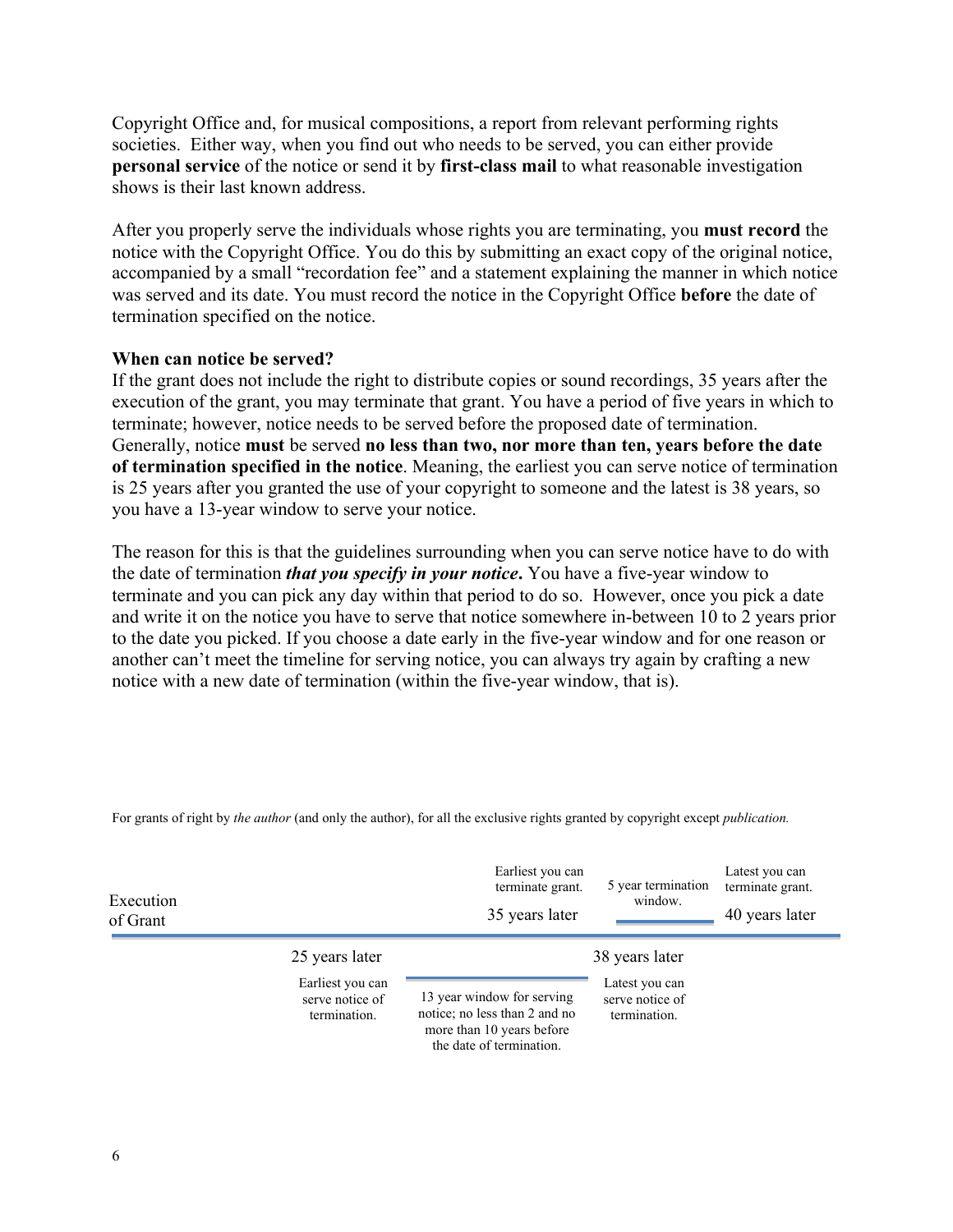Copyright Office and, for musical compositions, a report from relevant performing rights societies. Either way, when you find out who needs to be served, you can either provide **personal service** of the notice or send it by **first-class mail** to what reasonable investigation shows is their last known address.

After you properly serve the individuals whose rights you are terminating, you **must record** the notice with the Copyright Office. You do this by submitting an exact copy of the original notice, accompanied by a small "recordation fee" and a statement explaining the manner in which notice was served and its date. You must record the notice in the Copyright Office **before** the date of termination specified on the notice.

**When can notice be served?**
If the grant does not include the right to distribute copies or sound recordings, 35 years after the execution of the grant, you may terminate that grant. You have a period of five years in which to terminate; however, notice needs to be served before the proposed date of termination. Generally, notice **must** be served **no less than two, nor more than ten, years before the date of termination specified in the notice**. Meaning, the earliest you can serve notice of termination is 25 years after you granted the use of your copyright to someone and the latest is 38 years, so you have a 13-year window to serve your notice.

The reason for this is that the guidelines surrounding when you can serve notice have to do with the date of termination ***that you specify in your notice*****.** You have a five-year window to terminate and you can pick any day within that period to do so. However, once you pick a date and write it on the notice you have to serve that notice somewhere in-between 10 to 2 years prior to the date you picked. If you choose a date early in the five-year window and for one reason or another can't meet the timeline for serving notice, you can always try again by crafting a new notice with a new date of termination (within the five-year window, that is).

For grants of right by *the author* (and only the author), for all the exclusive rights granted by copyright except *publication.*

Execution of Grant

25 years later — Earliest you can serve notice of termination.

13 year window for serving notice; no less than 2 and no more than 10 years before the date of termination.

35 years later — Earliest you can terminate grant.

38 years later — Latest you can serve notice of termination.

5 year termination window.

40 years later — Latest you can terminate grant.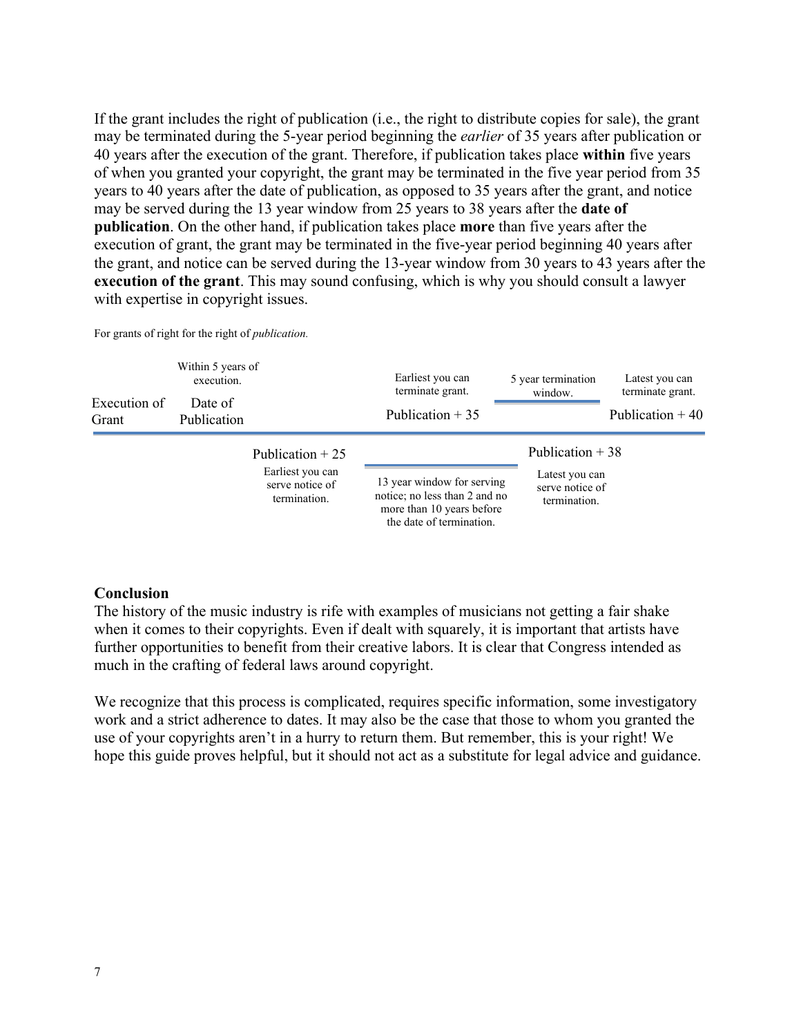If the grant includes the right of publication (i.e., the right to distribute copies for sale), the grant may be terminated during the 5-year period beginning the *earlier* of 35 years after publication or 40 years after the execution of the grant. Therefore, if publication takes place **within** five years of when you granted your copyright, the grant may be terminated in the five year period from 35 years to 40 years after the date of publication, as opposed to 35 years after the grant, and notice may be served during the 13 year window from 25 years to 38 years after the **date of publication**. On the other hand, if publication takes place **more** than five years after the execution of grant, the grant may be terminated in the five-year period beginning 40 years after the grant, and notice can be served during the 13-year window from 30 years to 43 years after the **execution of the grant**. This may sound confusing, which is why you should consult a lawyer with expertise in copyright issues.

For grants of right for the right of *publication.*

Execution of Grant

Within 5 years of execution.
Date of Publication

Earliest you can terminate grant.
Publication + 35

5 year termination window.

Latest you can terminate grant.
Publication + 40

Publication + 25
Earliest you can serve notice of termination.

13 year window for serving notice; no less than 2 and no more than 10 years before the date of termination.

Publication + 38
Latest you can serve notice of termination.

**Conclusion**

The history of the music industry is rife with examples of musicians not getting a fair shake when it comes to their copyrights. Even if dealt with squarely, it is important that artists have further opportunities to benefit from their creative labors. It is clear that Congress intended as much in the crafting of federal laws around copyright.

We recognize that this process is complicated, requires specific information, some investigatory work and a strict adherence to dates. It may also be the case that those to whom you granted the use of your copyrights aren't in a hurry to return them. But remember, this is your right! We hope this guide proves helpful, but it should not act as a substitute for legal advice and guidance.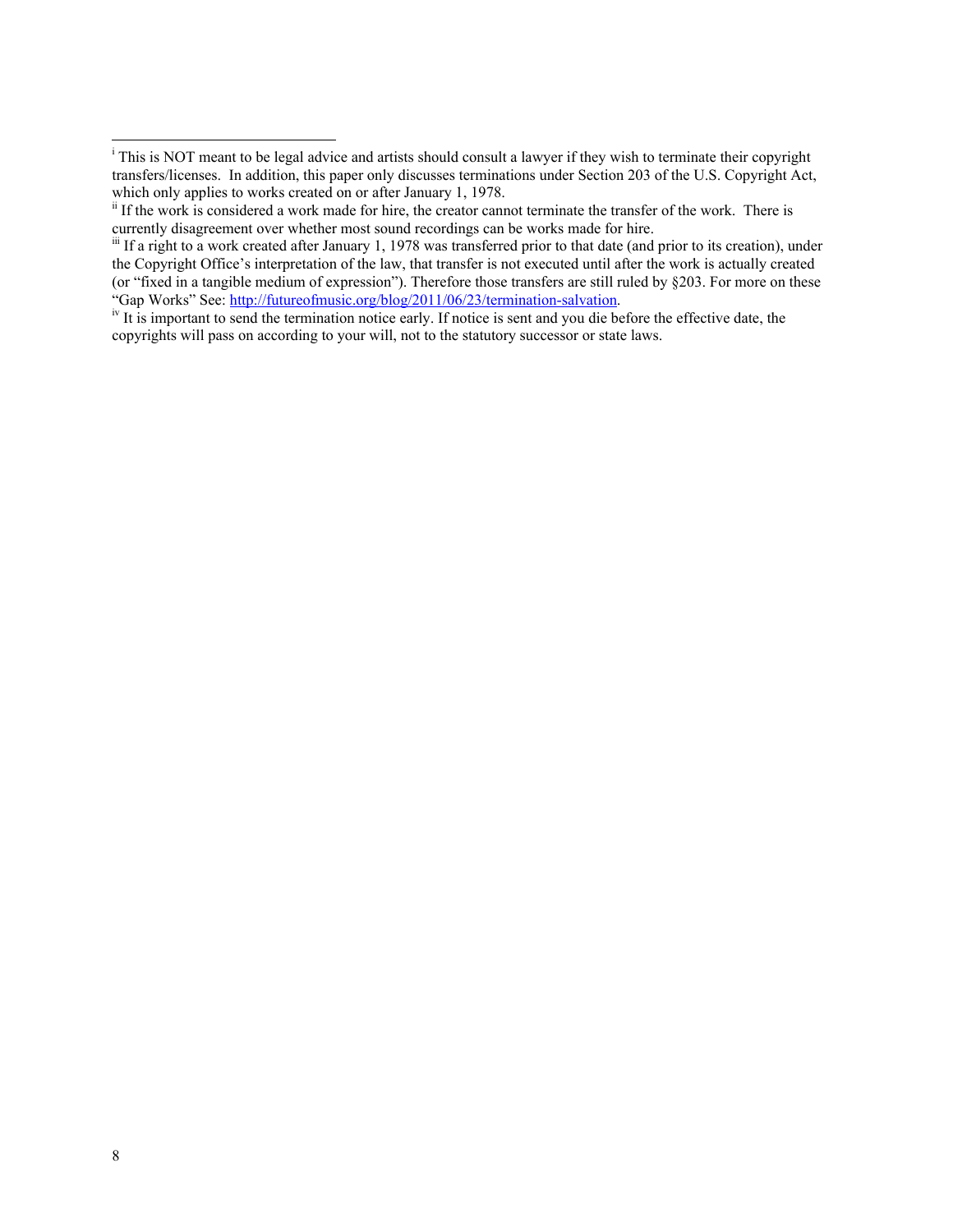[i] This is NOT meant to be legal advice and artists should consult a lawyer if they wish to terminate their copyright transfers/licenses. In addition, this paper only discusses terminations under Section 203 of the U.S. Copyright Act, which only applies to works created on or after January 1, 1978.

[ii] If the work is considered a work made for hire, the creator cannot terminate the transfer of the work. There is currently disagreement over whether most sound recordings can be works made for hire.

[iii] If a right to a work created after January 1, 1978 was transferred prior to that date (and prior to its creation), under the Copyright Office's interpretation of the law, that transfer is not executed until after the work is actually created (or "fixed in a tangible medium of expression"). Therefore those transfers are still ruled by §203. For more on these "Gap Works" See: http://futureofmusic.org/blog/2011/06/23/termination-salvation.

[iv] It is important to send the termination notice early. If notice is sent and you die before the effective date, the copyrights will pass on according to your will, not to the statutory successor or state laws.